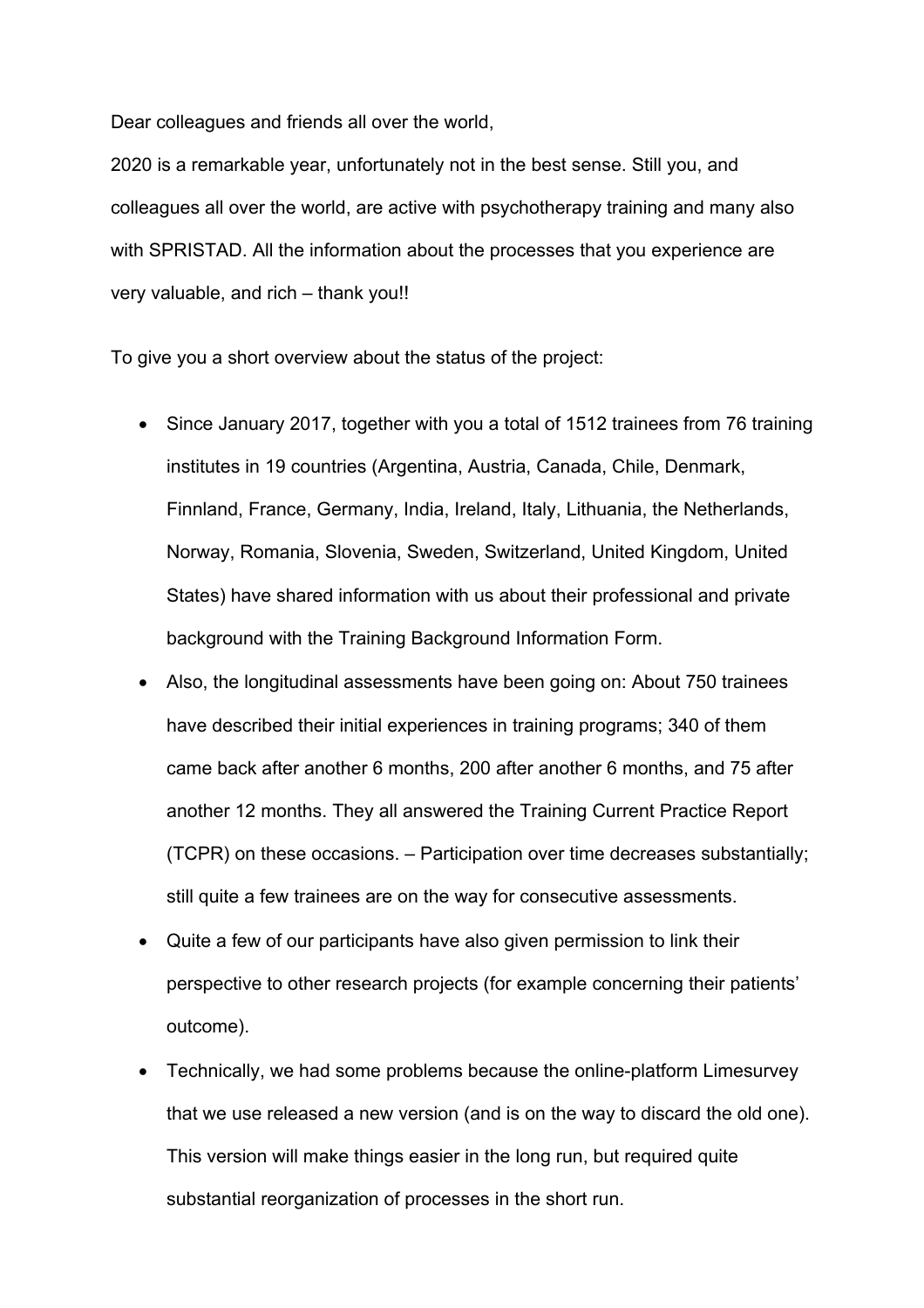Dear colleagues and friends all over the world,

2020 is a remarkable year, unfortunately not in the best sense. Still you, and colleagues all over the world, are active with psychotherapy training and many also with SPRISTAD. All the information about the processes that you experience are very valuable, and rich – thank you!!

To give you a short overview about the status of the project:

- Since January 2017, together with you a total of 1512 trainees from 76 training institutes in 19 countries (Argentina, Austria, Canada, Chile, Denmark, Finnland, France, Germany, India, Ireland, Italy, Lithuania, the Netherlands, Norway, Romania, Slovenia, Sweden, Switzerland, United Kingdom, United States) have shared information with us about their professional and private background with the Training Background Information Form.
- Also, the longitudinal assessments have been going on: About 750 trainees have described their initial experiences in training programs; 340 of them came back after another 6 months, 200 after another 6 months, and 75 after another 12 months. They all answered the Training Current Practice Report (TCPR) on these occasions. – Participation over time decreases substantially; still quite a few trainees are on the way for consecutive assessments.
- Quite a few of our participants have also given permission to link their perspective to other research projects (for example concerning their patients' outcome).
- Technically, we had some problems because the online-platform Limesurvey that we use released a new version (and is on the way to discard the old one). This version will make things easier in the long run, but required quite substantial reorganization of processes in the short run.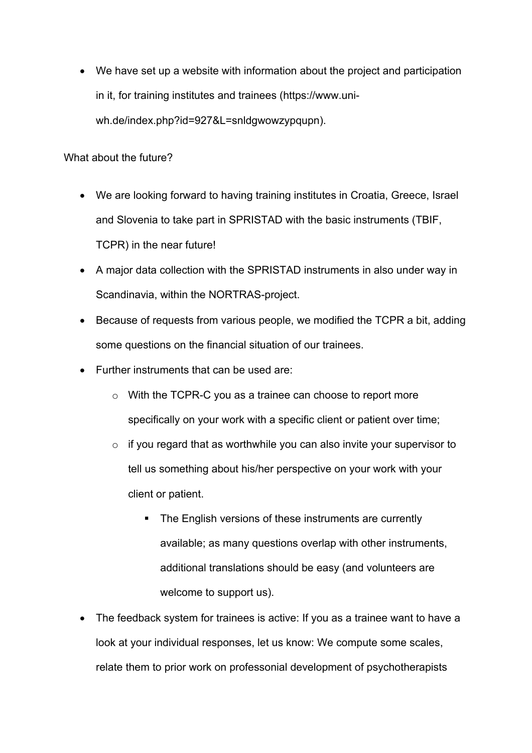- We have set up a website with information about the project and participation in it, for training institutes and trainees (https://www.uni-wh.de/index.php?id=927&L=snldgwowzypqupn).

What about the future?

- We are looking forward to having training institutes in Croatia, Greece, Israel and Slovenia to take part in SPRISTAD with the basic instruments (TBIF, TCPR) in the near future!
- A major data collection with the SPRISTAD instruments in also under way in Scandinavia, within the NORTRAS-project.
- Because of requests from various people, we modified the TCPR a bit, adding some questions on the financial situation of our trainees.
- Further instruments that can be used are:
    - With the TCPR-C you as a trainee can choose to report more specifically on your work with a specific client or patient over time;
    - if you regard that as worthwhile you can also invite your supervisor to tell us something about his/her perspective on your work with your client or patient.
        - The English versions of these instruments are currently available; as many questions overlap with other instruments, additional translations should be easy (and volunteers are welcome to support us).
- The feedback system for trainees is active: If you as a trainee want to have a look at your individual responses, let us know: We compute some scales, relate them to prior work on professonial development of psychotherapists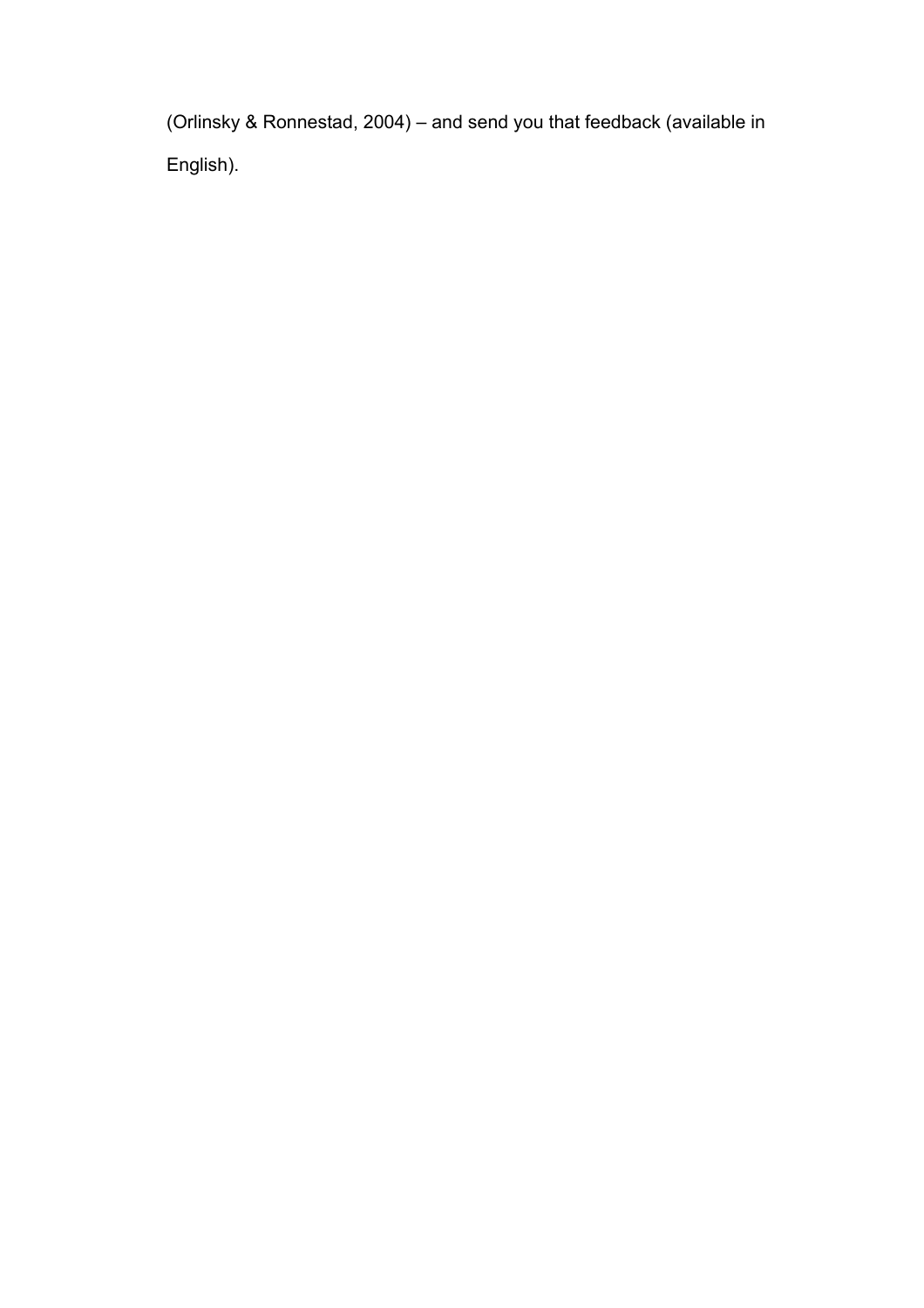(Orlinsky & Ronnestad, 2004) – and send you that feedback (available in English).